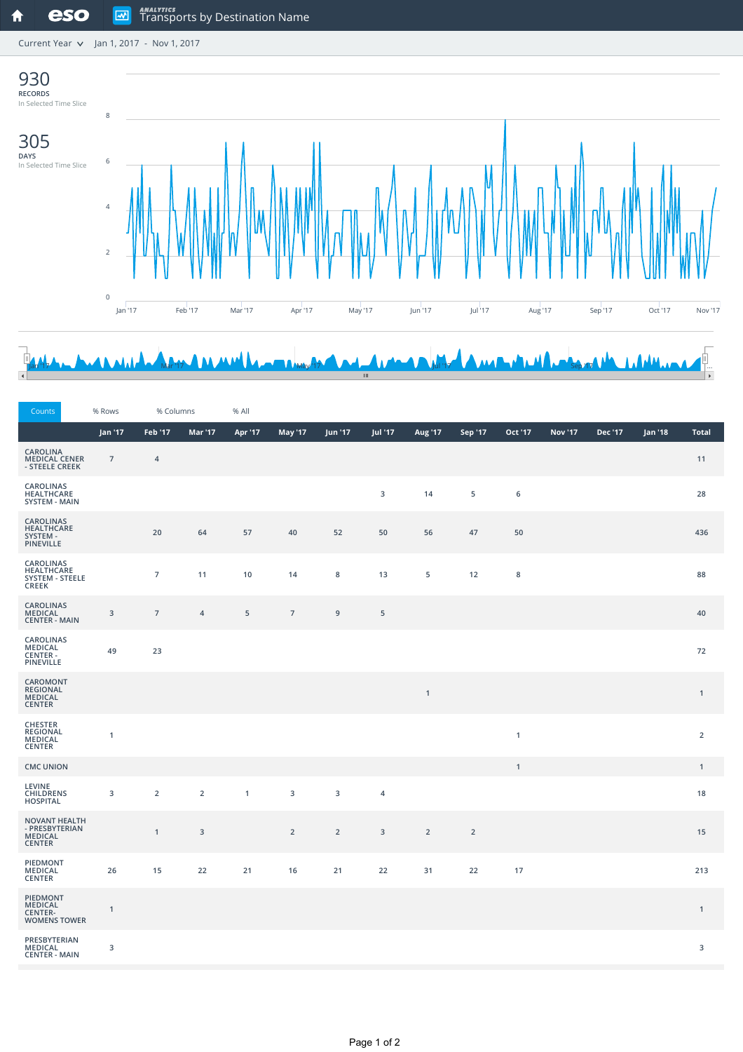# Transports by Destination Name

ANALYTICS

Current Year Jan 1, 2017 - Nov 1, 2017

**930** RECORDS In Selected Time Slice

**305** DAYS In Selected Time Slice

Counts | % Rows | % Columns | % All

| | Jan '17 | Feb '17 | Mar '17 | Apr '17 | May '17 | Jun '17 | Jul '17 | Aug '17 | Sep '17 | Oct '17 | Nov '17 | Dec '17 | Jan '18 | Total |
|---|---|---|---|---|---|---|---|---|---|---|---|---|---|---|
| CAROLINA MEDICAL CENER - STEELE CREEK | 7 | 4 | | | | | | | | | | | | 11 |
| CAROLINAS HEALTHCARE SYSTEM - MAIN | | | | | | | 3 | 14 | 5 | 6 | | | | 28 |
| CAROLINAS HEALTHCARE SYSTEM - PINEVILLE | | 20 | 64 | 57 | 40 | 52 | 50 | 56 | 47 | 50 | | | | 436 |
| CAROLINAS HEALTHCARE SYSTEM - STEELE CREEK | | 7 | 11 | 10 | 14 | 8 | 13 | 5 | 12 | 8 | | | | 88 |
| CAROLINAS MEDICAL CENTER - MAIN | 3 | 7 | 4 | 5 | 7 | 9 | 5 | | | | | | | 40 |
| CAROLINAS MEDICAL CENTER - PINEVILLE | 49 | 23 | | | | | | | | | | | | 72 |
| CAROMONT REGIONAL MEDICAL CENTER | | | | | | | | 1 | | | | | | 1 |
| CHESTER REGIONAL MEDICAL CENTER | 1 | | | | | | | | | 1 | | | | 2 |
| CMC UNION | | | | | | | | | | 1 | | | | 1 |
| LEVINE CHILDRENS HOSPITAL | 3 | 2 | 2 | 1 | 3 | 3 | 4 | | | | | | | 18 |
| NOVANT HEALTH - PRESBYTERIAN MEDICAL CENTER | | 1 | 3 | | 2 | 2 | 3 | 2 | 2 | | | | | 15 |
| PIEDMONT MEDICAL CENTER | 26 | 15 | 22 | 21 | 16 | 21 | 22 | 31 | 22 | 17 | | | | 213 |
| PIEDMONT MEDICAL CENTER- WOMENS TOWER | 1 | | | | | | | | | | | | | 1 |
| PRESBYTERIAN MEDICAL CENTER - MAIN | 3 | | | | | | | | | | | | | 3 |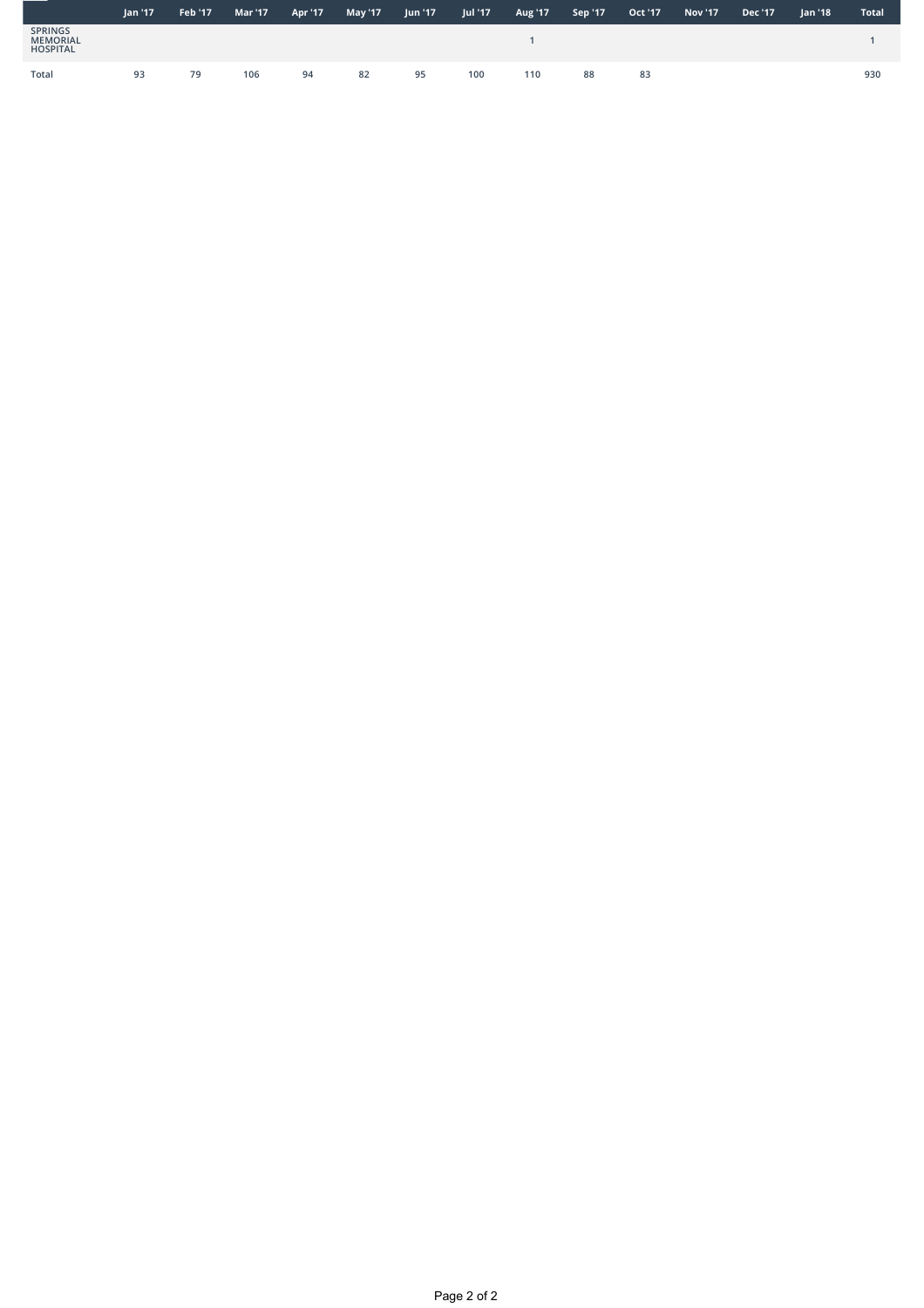| | Jan '17 | Feb '17 | Mar '17 | Apr '17 | May '17 | Jun '17 | Jul '17 | Aug '17 | Sep '17 | Oct '17 | Nov '17 | Dec '17 | Jan '18 | Total |
|---|---|---|---|---|---|---|---|---|---|---|---|---|---|---|
| SPRINGS MEMORIAL HOSPITAL | | | | | | | | 1 | | | | | | 1 |
| Total | 93 | 79 | 106 | 94 | 82 | 95 | 100 | 110 | 88 | 83 | | | | 930 |